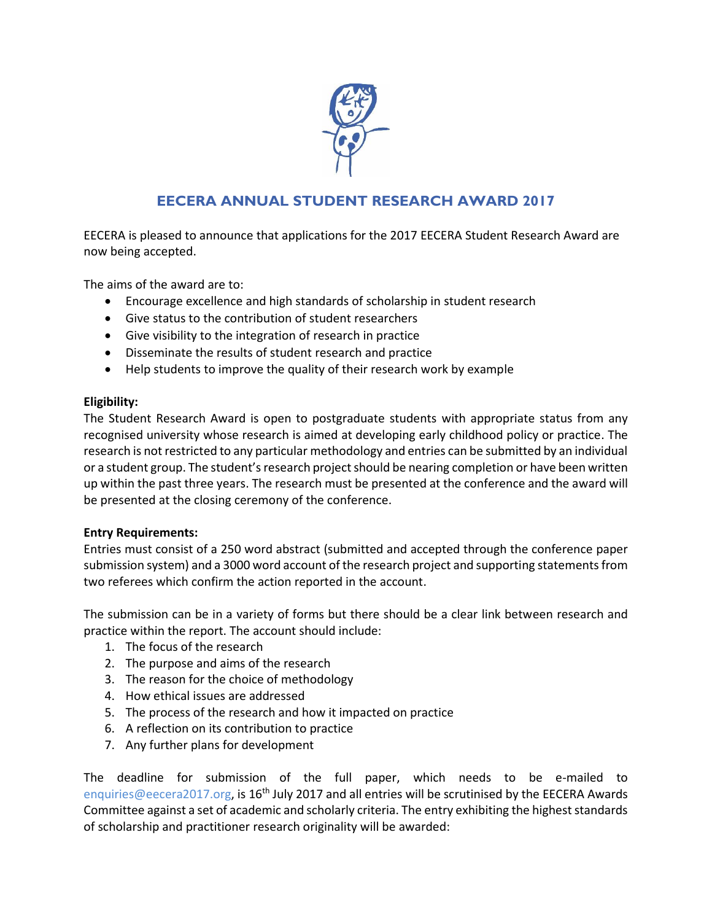# EECERA ANNUAL STUDENT RESEARCH AWARD 2017

EECERA is pleased to announce that applications for the 2017 EECERA Student Research Award are now being accepted.

The aims of the award are to:

- Encourage excellence and high standards of scholarship in student research
- Give status to the contribution of student researchers
- Give visibility to the integration of research in practice
- Disseminate the results of student research and practice
- Help students to improve the quality of their research work by example

**Eligibility:**

The Student Research Award is open to postgraduate students with appropriate status from any recognised university whose research is aimed at developing early childhood policy or practice. The research is not restricted to any particular methodology and entries can be submitted by an individual or a student group. The student's research project should be nearing completion or have been written up within the past three years. The research must be presented at the conference and the award will be presented at the closing ceremony of the conference.

**Entry Requirements:**

Entries must consist of a 250 word abstract (submitted and accepted through the conference paper submission system) and a 3000 word account of the research project and supporting statements from two referees which confirm the action reported in the account.

The submission can be in a variety of forms but there should be a clear link between research and practice within the report. The account should include:

1. The focus of the research
2. The purpose and aims of the research
3. The reason for the choice of methodology
4. How ethical issues are addressed
5. The process of the research and how it impacted on practice
6. A reflection on its contribution to practice
7. Any further plans for development

The deadline for submission of the full paper, which needs to be e-mailed to enquiries@eecera2017.org, is 16th July 2017 and all entries will be scrutinised by the EECERA Awards Committee against a set of academic and scholarly criteria. The entry exhibiting the highest standards of scholarship and practitioner research originality will be awarded: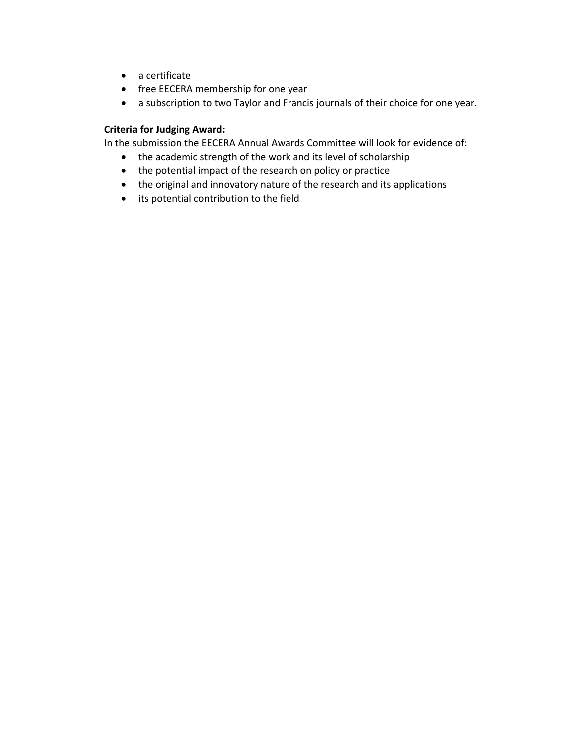- a certificate
- free EECERA membership for one year
- a subscription to two Taylor and Francis journals of their choice for one year.

**Criteria for Judging Award:**

In the submission the EECERA Annual Awards Committee will look for evidence of:

- the academic strength of the work and its level of scholarship
- the potential impact of the research on policy or practice
- the original and innovatory nature of the research and its applications
- its potential contribution to the field